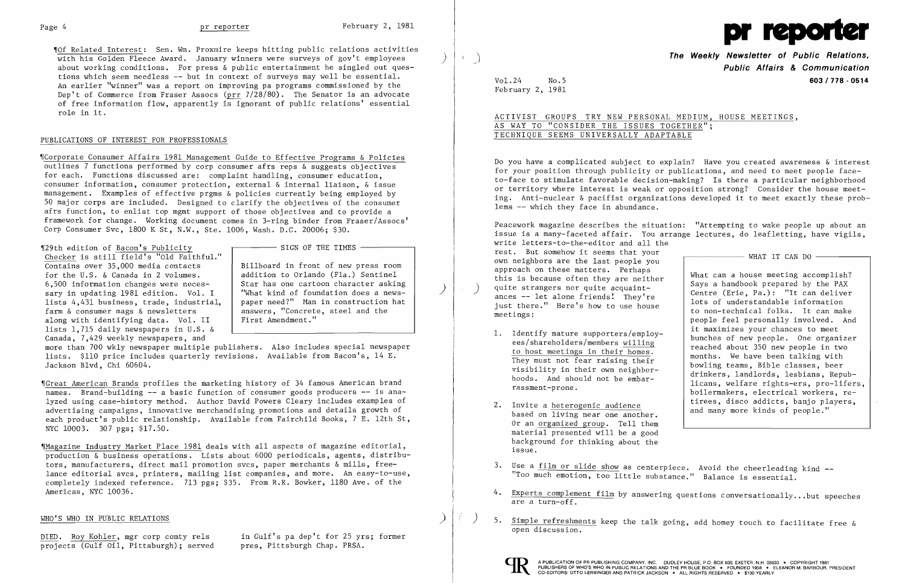¶Of Related Interest: Sen. Wm. Proxmire keeps hitting public relations activities with his Golden Fleece Award. January winners were surveys of gov't employees about working conditions. For press & public entertainment he singled out questions which seem needless -- but in context of surveys may well be essential. An earlier "winner" was a report on improving pa programs commissioned by the Dep't of Commerce from Fraser Assocs (prr 7/28/80). The Senator is an advocate of free information flow, apparently is ignorant of public relations' essential role in it.

## PUBLICATIONS OF INTEREST FOR PROFESSIONALS

¶Corporate Consumer Affairs 1981 Management Guide to Effective Programs & Policies outlines 7 functions performed by corp consumer afrs reps & suggests objectives for each. Functions discussed are: complaint handling, consumer education, consumer information, consumer protection, external & internal liaison, & issue management. Examples of effective prgms & policies currently being employed by 50 major corps are included. Designed to clarify the objectives of the consumer afrs function, to enlist top mgmt support of those objectives and to provide a framework for change. Working document comes in 3-ring binder from Fraser/Assocs' Corp Consumer Svc, 1800 K St, N.W., Ste. 1006, Wash. D.C. 20006; $30.

¶29th edition of Bacon's Publicity Checker is still field's "Old Faithful." Contains over 35,000 media contacts for the U.S. & Canada in 2 volumes. 6,500 information changes were necessary in updating 1981 edition. Vol. I lists 4,431 business, trade, industrial, farm & consumer mags & newsletters along with identifying data. Vol. II lists 1,715 daily newspapers in U.S. & Canada, 7,429 weekly newspapers, and more than 700 wkly newspaper multiple publishers. Also includes special newspaper lists. $110 price includes quarterly revisions. Available from Bacon's, 14 E. Jackson Blvd, Chi 60604.

> **SIGN OF THE TIMES**
>
> Billboard in front of new press room addition to Orlando (Fla.) Sentinel Star has one cartoon character asking "What kind of foundation does a newspaper need?" Man in construction hat answers, "Concrete, steel and the First Amendment."

¶Great American Brands profiles the marketing history of 34 famous American brand names. Brand-building -- a basic function of consumer goods producers -- is analyzed using case-history method. Author David Powers Cleary includes examples of advertising campaigns, innovative merchandising promotions and details growth of each product's public relationship. Available from Fairchild Books, 7 E. 12th St, NYC 10003. 307 pgs; $17.50.

¶Magazine Industry Market Place 1981 deals with all aspects of magazine editorial, production & business operations. Lists about 6000 periodicals, agents, distributors, manufacturers, direct mail promotion svcs, paper merchants & mills, freelance editorial svcs, printers, mailing list companies, and more. An easy-to-use, completely indexed reference. 713 pgs; $35. From R.R. Bowker, 1180 Ave. of the Americas, NYC 10036.

## WHO'S WHO IN PUBLIC RELATIONS

DIED. Roy Kohler, mgr corp comty rels projects (Gulf Oil, Pittsburgh); served in Gulf's pa dep't for 25 yrs; former pres, Pittsburgh Chap. PRSA.

# pr reporter

**The Weekly Newsletter of Public Relations, Public Affairs & Communication**

**603 / 778 - 0514**

Vol.24 No.5
February 2, 1981

## ACTIVIST GROUPS TRY NEW PERSONAL MEDIUM, HOUSE MEETINGS, AS WAY TO "CONSIDER THE ISSUES TOGETHER"; TECHNIQUE SEEMS UNIVERSALLY ADAPTABLE

Do you have a complicated subject to explain? Have you created awareness & interest for your position through publicity or publications, and need to meet people face-to-face to stimulate favorable decision-making? Is there a particular neighborhood or territory where interest is weak or opposition strong? Consider the house meeting. Anti-nuclear & pacifist organizations developed it to meet exactly these problems -- which they face in abundance.

Peacework magazine describes the situation: "Attempting to wake people up about an issue is a many-faceted affair. You arrange lectures, do leafletting, have vigils, write letters-to-the-editor and all the rest. But somehow it seems that your own neighbors are the last people you approach on these matters. Perhaps this is because often they are neither quite strangers nor quite acquaintances -- let alone friends! They're just there." Here's how to use house meetings:

1. Identify mature supporters/employees/shareholders/members willing to host meetings in their homes. They must not fear raising their visibility in their own neighborhoods. And should not be embarrassment-prone.
2. Invite a heterogenic audience based on living near one another. Or an organized group. Tell them material presented will be a good background for thinking about the issue.
3. Use a film or slide show as centerpiece. Avoid the cheerleading kind -- "Too much emotion, too little substance." Balance is essential.
4. Experts complement film by answering questions conversationally...but speeches are a turn-off.
5. Simple refreshments keep the talk going, add homey touch to facilitate free & open discussion.

> **WHAT IT CAN DO**
>
> What can a house meeting accomplish? Says a handbook prepared by the PAX Centre (Erie, Pa.): "It can deliver lots of understandable information to non-technical folks. It can make people feel personally involved. And it maximizes your chances to meet bunches of new people. One organizer reached about 350 new people in two months. We have been talking with bowling teams, Bible classes, beer drinkers, landlords, lesbians, Republicans, welfare rights-ers, pro-lifers, boilermakers, electrical workers, retirees, disco addicts, banjo players, and many more kinds of people."

A PUBLICATION OF PR PUBLISHING COMPANY, INC. DUDLEY HOUSE, P.O. BOX 600, EXETER, N.H. 03833 • COPYRIGHT 1981
PUBLISHERS OF WHO'S WHO IN PUBLIC RELATIONS AND THE PR BLUE BOOK • FOUNDED 1958 • ELEANOR M. BARBOUR, PRESIDENT
CO-EDITORS: OTTO LERBINGER AND PATRICK JACKSON • ALL RIGHTS RESERVED • $100 YEARLY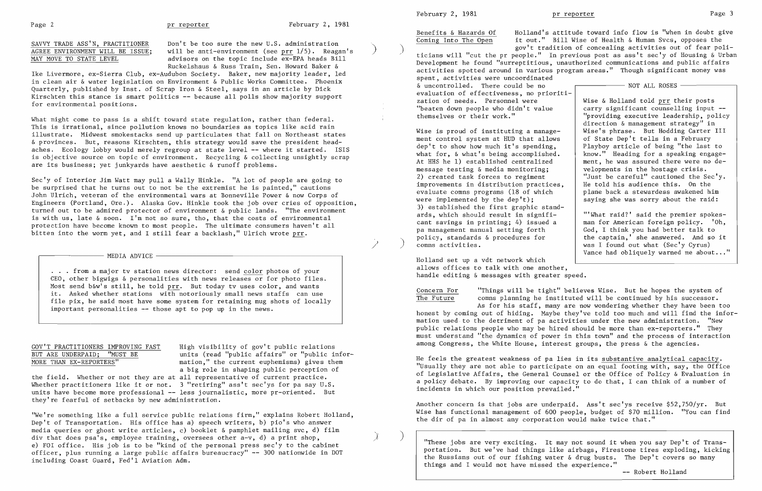### SAVVY TRADE ASS'N, PRACTITIONER AGREE ENVIRONMENT WILL BE ISSUE; MAY MOVE TO STATE LEVEL

Don't be too sure the new U.S. administration will be anti-environment (see prr 1/5). Reagan's advisors on the topic include ex-EPA heads Bill Ruckelshaus & Russ Train, Sen. Howard Baker & Ike Livermore, ex-Sierra Club, ex-Audubon Society. Baker, new majority leader, led in clean air & water legislation on Environment & Public Works Committee. Phoenix Quarterly, published by Inst. of Scrap Iron & Steel, says in an article by Dick Kirschten this stance is smart politics -- because all polls show majority support for environmental positions.

What might come to pass is a shift toward state regulation, rather than federal. This is irrational, since pollution knows no boundaries as topics like acid rain illustrate. Midwest smokestacks send up particulates that fall on Northeast states & provinces. But, reasons Kirschten, this strategy would save the president headaches. Ecology lobby would merely regroup at state level -- where it started. ISIS is objective source on topic of environment. Recycling & collecting unsightly scrap are its business; yet junkyards have aesthetic & runoff problems.

Sec'y of Interior Jim Watt may pull a Wally Hinkle. "A lot of people are going to be surprised that he turns out to not be the extremist he is painted," cautions John Ulrich, veteran of the environmental wars at Bonneville Power & now Corps of Engineers (Portland, Ore.). Alaska Gov. Hinkle took the job over cries of opposition, turned out to be admired protector of environment & public lands. "The environment is with us, late & soon. I'm not so sure, tho, that the costs of environmental protection have become known to most people. The ultimate consumers haven't all bitten into the worm yet, and I still fear a backlash," Ulrich wrote prr.

> **MEDIA ADVICE**
>
> . . . from a major tv station news director: send color photos of your CEO, other bigwigs & personalities with news releases or for photo files. Most send b&w's still, he told prr. But today tv uses color, and wants it. Asked whether stations with notoriously small news staffs can use file pix, he said most have some system for retaining mug shots of locally important personalities -- those apt to pop up in the news.

### GOV'T PRACTITIONERS IMPROVING FAST BUT ARE UNDERPAID; "MUST BE MORE THAN EX-REPORTERS"

High visibility of gov't public relations units (read "public affairs" or "public information," the current euphemisms) gives them a big role in shaping public perception of the field. Whether or not they are at all representative of current practice. Whether practitioners like it or not. 3 "retiring" ass't sec'ys for pa say U.S. units have become more professional -- less journalistic, more pr-oriented. But they're fearful of setbacks by new administration.

"We're something like a full service public relations firm," explains Robert Holland, Dep't of Transportation. His office has a) speech writers, b) pio's who answer media queries or ghost write articles, c) booklet & pamphlet mailing svc, d) film div that does psa's, employee training, oversees other a-v, d) a print shop, e) FOI office. His job is to be "kind of the personal press sec'y to the cabinet officer, plus running a large public affairs bureaucracy" -- 300 nationwide in DOT including Coast Guard, Fed'l Aviation Adm.

**Benefits & Hazards Of Coming Into The Open**

Holland's attitude toward info flow is "when in doubt give it out." Bill Wise of Health & Human Svcs, opposes the gov't tradition of concealing activities out of fear politicians will "cut the pr people." In previous post as ass't sec'y of Housing & Urban Development he found "surreptitious, unauthorized communications and public affairs activities spotted around in various program areas." Though significant money was spent, activities were uncoordinated & uncontrolled. There could be no evaluation of effectiveness, no prioritization of needs. Personnel were "beaten down people who didn't value themselves or their work."

Wise is proud of instituting a management control system at HUD that allows dep't to show how much it's spending, what for, & what's being accomplished. At HHS he 1) established centralized message testing & media monitoring; 2) created task forces to regiment improvements in distribution practices, evaluate comns programs (18 of which were implemented by the dep't); 3) established the first graphic standards, which should result in significant savings in printing; 4) issued a pa management manual setting forth policy, standards & procedures for comns activities.

> **NOT ALL ROSES**
>
> Wise & Holland told prr their posts carry significant counselling input -- "providing executive leadership, policy direction & management strategy" in Wise's phrase. But Hodding Carter III of State Dep't tells in a February Playboy article of being "the last to know." Heading for a speaking engagement, he was assured there were no developments in the hostage crisis. "Just be careful" cautioned the Sec'y. He told his audience this. On the plane back a stewardess awakened him saying she was sorry about the raid:
>
> "'What raid?' said the premier spokesman for American foreign policy. 'Oh, God, I think you had better talk to the captain,' she answered. And so it was I found out what (Sec'y Cyrus) Vance had obliquely warned me about..."

Holland set up a vdt network which allows offices to talk with one another, handle editing & messages with greater speed.

**Concern For The Future**

"Things will be tight" believes Wise. But he hopes the system of comns planning he instituted will be continued by his successor. As for his staff, many are now wondering whether they have been too honest by coming out of hiding. Maybe they've told too much and will find the information used to the detriment of pa activities under the new administration. "New public relations people who may be hired should be more than ex-reporters." They must understand "the dynamics of power in this town" and the process of interaction among Congress, the White House, interest groups, the press & the agencies.

He feels the greatest weakness of pa lies in its substantive analytical capacity. "Usually they are not able to participate on an equal footing with, say, the Office of Legislative Affairs, the General Counsel or the Office of Policy & Evaluation in a policy debate. By improving our capacity to do that, I can think of a number of incidents in which our position prevailed."

Another concern is that jobs are underpaid. Ass't sec'ys receive $52,750/yr. But Wise has functional management of 600 people, budget of $70 million. "You can find the dir of pa in almost any corporation would make twice that."

> "These jobs are very exciting. It may not sound it when you say Dep't of Transportation. But we've had things like airbags, Firestone tires exploding, kicking the Russians out of our fishing water & drug busts. The Dep't covers so many things and I would not have missed the experience."
>
> -- Robert Holland